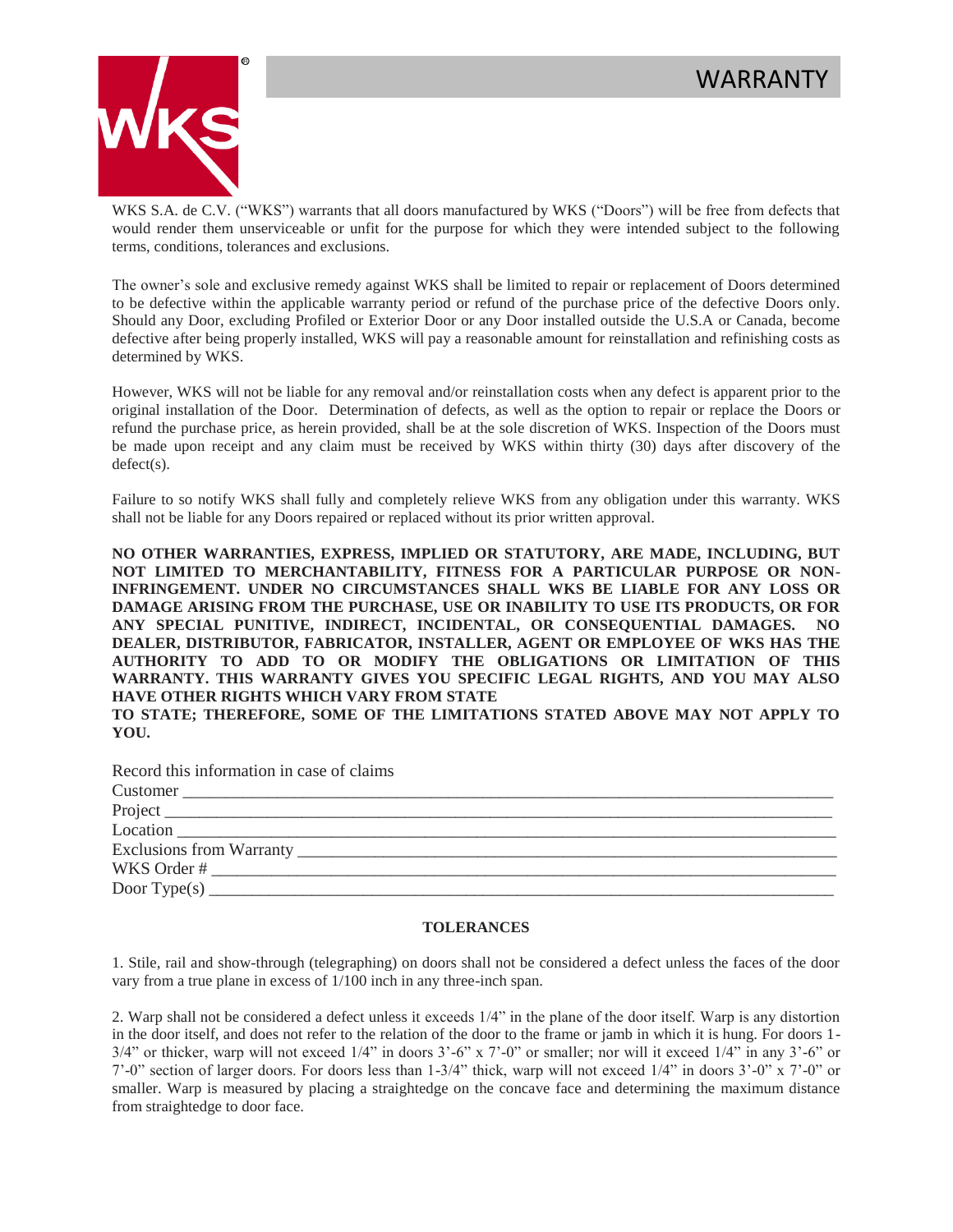# WARRANTY

WKS S.A. de C.V. ("WKS") warrants that all doors manufactured by WKS ("Doors") will be free from defects that would render them unserviceable or unfit for the purpose for which they were intended subject to the following terms, conditions, tolerances and exclusions.

The owner's sole and exclusive remedy against WKS shall be limited to repair or replacement of Doors determined to be defective within the applicable warranty period or refund of the purchase price of the defective Doors only. Should any Door, excluding Profiled or Exterior Door or any Door installed outside the U.S.A or Canada, become defective after being properly installed, WKS will pay a reasonable amount for reinstallation and refinishing costs as determined by WKS.

However, WKS will not be liable for any removal and/or reinstallation costs when any defect is apparent prior to the original installation of the Door. Determination of defects, as well as the option to repair or replace the Doors or refund the purchase price, as herein provided, shall be at the sole discretion of WKS. Inspection of the Doors must be made upon receipt and any claim must be received by WKS within thirty (30) days after discovery of the defect(s).

Failure to so notify WKS shall fully and completely relieve WKS from any obligation under this warranty. WKS shall not be liable for any Doors repaired or replaced without its prior written approval.

**NO OTHER WARRANTIES, EXPRESS, IMPLIED OR STATUTORY, ARE MADE, INCLUDING, BUT NOT LIMITED TO MERCHANTABILITY, FITNESS FOR A PARTICULAR PURPOSE OR NON-INFRINGEMENT. UNDER NO CIRCUMSTANCES SHALL WKS BE LIABLE FOR ANY LOSS OR DAMAGE ARISING FROM THE PURCHASE, USE OR INABILITY TO USE ITS PRODUCTS, OR FOR ANY SPECIAL PUNITIVE, INDIRECT, INCIDENTAL, OR CONSEQUENTIAL DAMAGES. NO DEALER, DISTRIBUTOR, FABRICATOR, INSTALLER, AGENT OR EMPLOYEE OF WKS HAS THE AUTHORITY TO ADD TO OR MODIFY THE OBLIGATIONS OR LIMITATION OF THIS WARRANTY. THIS WARRANTY GIVES YOU SPECIFIC LEGAL RIGHTS, AND YOU MAY ALSO HAVE OTHER RIGHTS WHICH VARY FROM STATE TO STATE; THEREFORE, SOME OF THE LIMITATIONS STATED ABOVE MAY NOT APPLY TO YOU.**

Record this information in case of claims

Customer ______________________________________________

Project ______________________________________________

Location ______________________________________________

Exclusions from Warranty ______________________________________________

WKS Order # ______________________________________________

Door Type(s) ______________________________________________

**TOLERANCES**

1. Stile, rail and show-through (telegraphing) on doors shall not be considered a defect unless the faces of the door vary from a true plane in excess of 1/100 inch in any three-inch span.

2. Warp shall not be considered a defect unless it exceeds 1/4" in the plane of the door itself. Warp is any distortion in the door itself, and does not refer to the relation of the door to the frame or jamb in which it is hung. For doors 1-3/4" or thicker, warp will not exceed 1/4" in doors 3'-6" x 7'-0" or smaller; nor will it exceed 1/4" in any 3'-6" or 7'-0" section of larger doors. For doors less than 1-3/4" thick, warp will not exceed 1/4" in doors 3'-0" x 7'-0" or smaller. Warp is measured by placing a straightedge on the concave face and determining the maximum distance from straightedge to door face.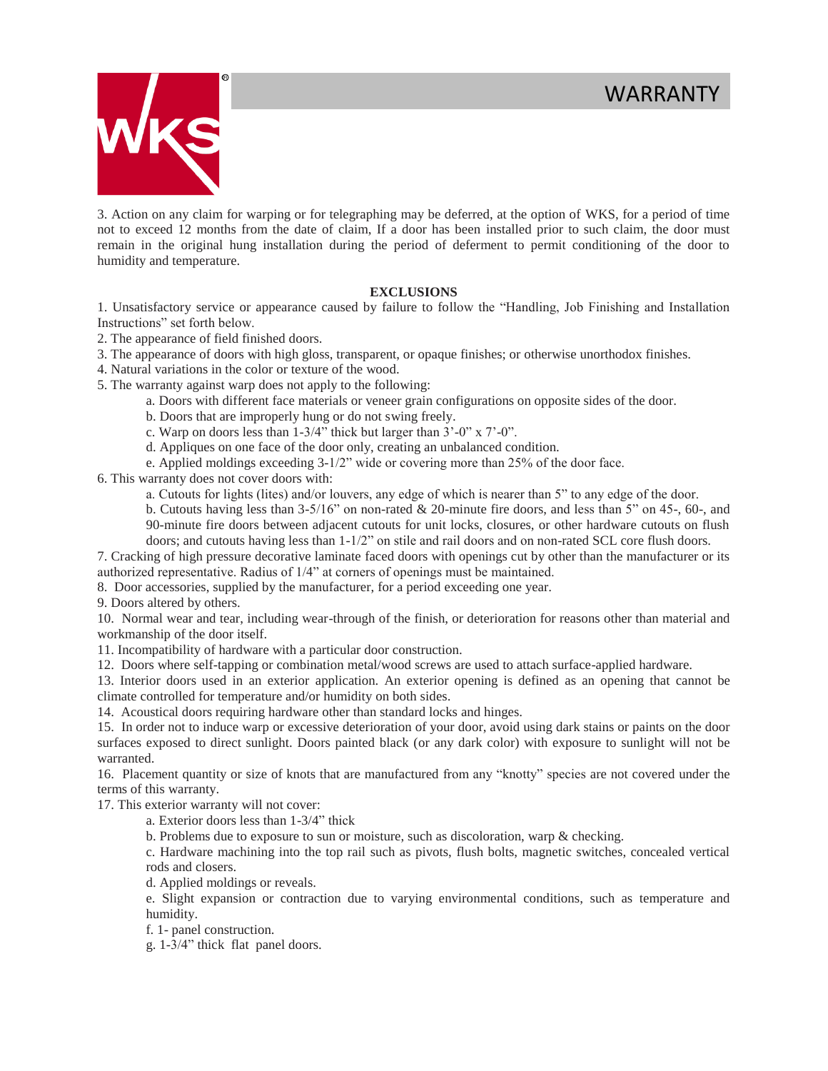3. Action on any claim for warping or for telegraphing may be deferred, at the option of WKS, for a period of time not to exceed 12 months from the date of claim, If a door has been installed prior to such claim, the door must remain in the original hung installation during the period of deferment to permit conditioning of the door to humidity and temperature.

**EXCLUSIONS**

1. Unsatisfactory service or appearance caused by failure to follow the "Handling, Job Finishing and Installation Instructions" set forth below.
2. The appearance of field finished doors.
3. The appearance of doors with high gloss, transparent, or opaque finishes; or otherwise unorthodox finishes.
4. Natural variations in the color or texture of the wood.
5. The warranty against warp does not apply to the following:
   - a. Doors with different face materials or veneer grain configurations on opposite sides of the door.
   - b. Doors that are improperly hung or do not swing freely.
   - c. Warp on doors less than 1-3/4" thick but larger than 3'-0" x 7'-0".
   - d. Appliques on one face of the door only, creating an unbalanced condition.
   - e. Applied moldings exceeding 3-1/2" wide or covering more than 25% of the door face.
6. This warranty does not cover doors with:
   - a. Cutouts for lights (lites) and/or louvers, any edge of which is nearer than 5" to any edge of the door.
   - b. Cutouts having less than 3-5/16" on non-rated & 20-minute fire doors, and less than 5" on 45-, 60-, and 90-minute fire doors between adjacent cutouts for unit locks, closures, or other hardware cutouts on flush doors; and cutouts having less than 1-1/2" on stile and rail doors and on non-rated SCL core flush doors.
7. Cracking of high pressure decorative laminate faced doors with openings cut by other than the manufacturer or its authorized representative. Radius of 1/4" at corners of openings must be maintained.
8. Door accessories, supplied by the manufacturer, for a period exceeding one year.
9. Doors altered by others.
10. Normal wear and tear, including wear-through of the finish, or deterioration for reasons other than material and workmanship of the door itself.
11. Incompatibility of hardware with a particular door construction.
12. Doors where self-tapping or combination metal/wood screws are used to attach surface-applied hardware.
13. Interior doors used in an exterior application. An exterior opening is defined as an opening that cannot be climate controlled for temperature and/or humidity on both sides.
14. Acoustical doors requiring hardware other than standard locks and hinges.
15. In order not to induce warp or excessive deterioration of your door, avoid using dark stains or paints on the door surfaces exposed to direct sunlight. Doors painted black (or any dark color) with exposure to sunlight will not be warranted.
16. Placement quantity or size of knots that are manufactured from any "knotty" species are not covered under the terms of this warranty.
17. This exterior warranty will not cover:
   - a. Exterior doors less than 1-3/4" thick
   - b. Problems due to exposure to sun or moisture, such as discoloration, warp & checking.
   - c. Hardware machining into the top rail such as pivots, flush bolts, magnetic switches, concealed vertical rods and closers.
   - d. Applied moldings or reveals.
   - e. Slight expansion or contraction due to varying environmental conditions, such as temperature and humidity.
   - f. 1- panel construction.
   - g. 1-3/4" thick flat panel doors.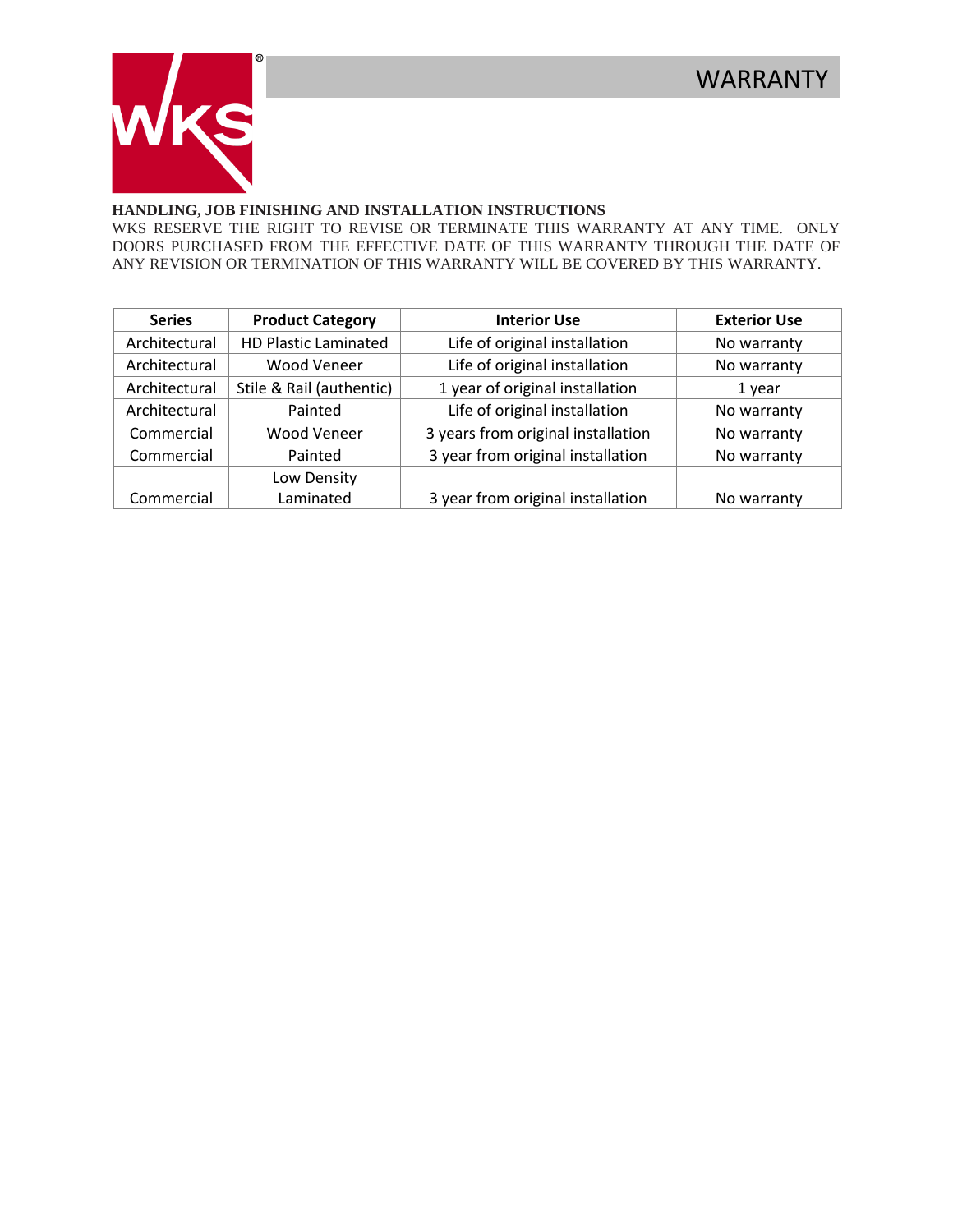# WARRANTY

**HANDLING, JOB FINISHING AND INSTALLATION INSTRUCTIONS**

WKS RESERVE THE RIGHT TO REVISE OR TERMINATE THIS WARRANTY AT ANY TIME. ONLY DOORS PURCHASED FROM THE EFFECTIVE DATE OF THIS WARRANTY THROUGH THE DATE OF ANY REVISION OR TERMINATION OF THIS WARRANTY WILL BE COVERED BY THIS WARRANTY.

| Series | Product Category | Interior Use | Exterior Use |
|---|---|---|---|
| Architectural | HD Plastic Laminated | Life of original installation | No warranty |
| Architectural | Wood Veneer | Life of original installation | No warranty |
| Architectural | Stile & Rail (authentic) | 1 year of original installation | 1 year |
| Architectural | Painted | Life of original installation | No warranty |
| Commercial | Wood Veneer | 3 years from original installation | No warranty |
| Commercial | Painted | 3 year from original installation | No warranty |
| Commercial | Low Density Laminated | 3 year from original installation | No warranty |